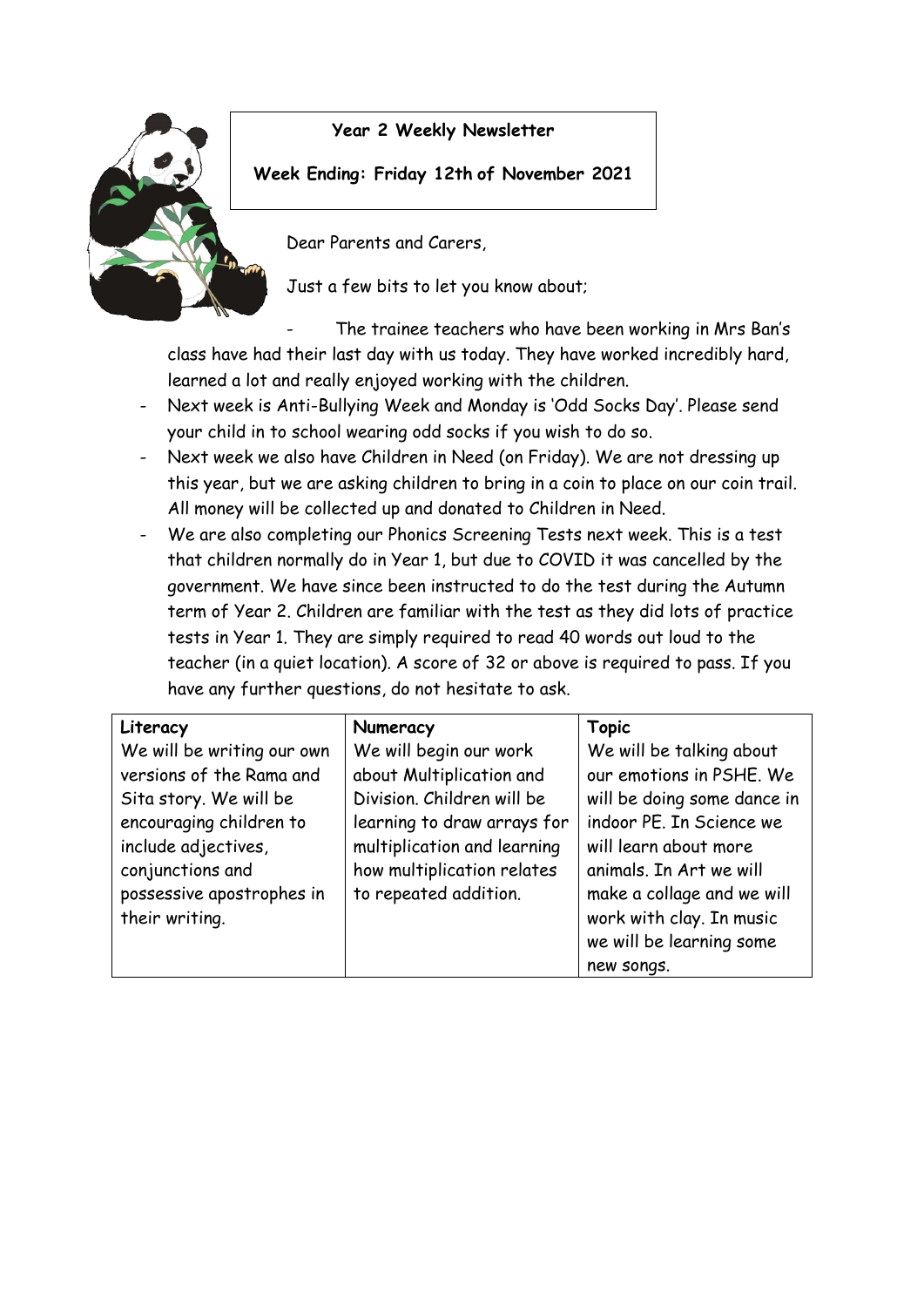**Year 2 Weekly Newsletter**

**Week Ending: Friday 12th of November 2021**

Dear Parents and Carers,

Just a few bits to let you know about;

- The trainee teachers who have been working in Mrs Ban's class have had their last day with us today. They have worked incredibly hard, learned a lot and really enjoyed working with the children.
- Next week is Anti-Bullying Week and Monday is 'Odd Socks Day'. Please send your child in to school wearing odd socks if you wish to do so.
- Next week we also have Children in Need (on Friday). We are not dressing up this year, but we are asking children to bring in a coin to place on our coin trail. All money will be collected up and donated to Children in Need.
- We are also completing our Phonics Screening Tests next week. This is a test that children normally do in Year 1, but due to COVID it was cancelled by the government. We have since been instructed to do the test during the Autumn term of Year 2. Children are familiar with the test as they did lots of practice tests in Year 1. They are simply required to read 40 words out loud to the teacher (in a quiet location). A score of 32 or above is required to pass. If you have any further questions, do not hesitate to ask.

| **Literacy** | **Numeracy** | **Topic** |
|---|---|---|
| We will be writing our own versions of the Rama and Sita story. We will be encouraging children to include adjectives, conjunctions and possessive apostrophes in their writing. | We will begin our work about Multiplication and Division. Children will be learning to draw arrays for multiplication and learning how multiplication relates to repeated addition. | We will be talking about our emotions in PSHE. We will be doing some dance in indoor PE. In Science we will learn about more animals. In Art we will make a collage and we will work with clay. In music we will be learning some new songs. |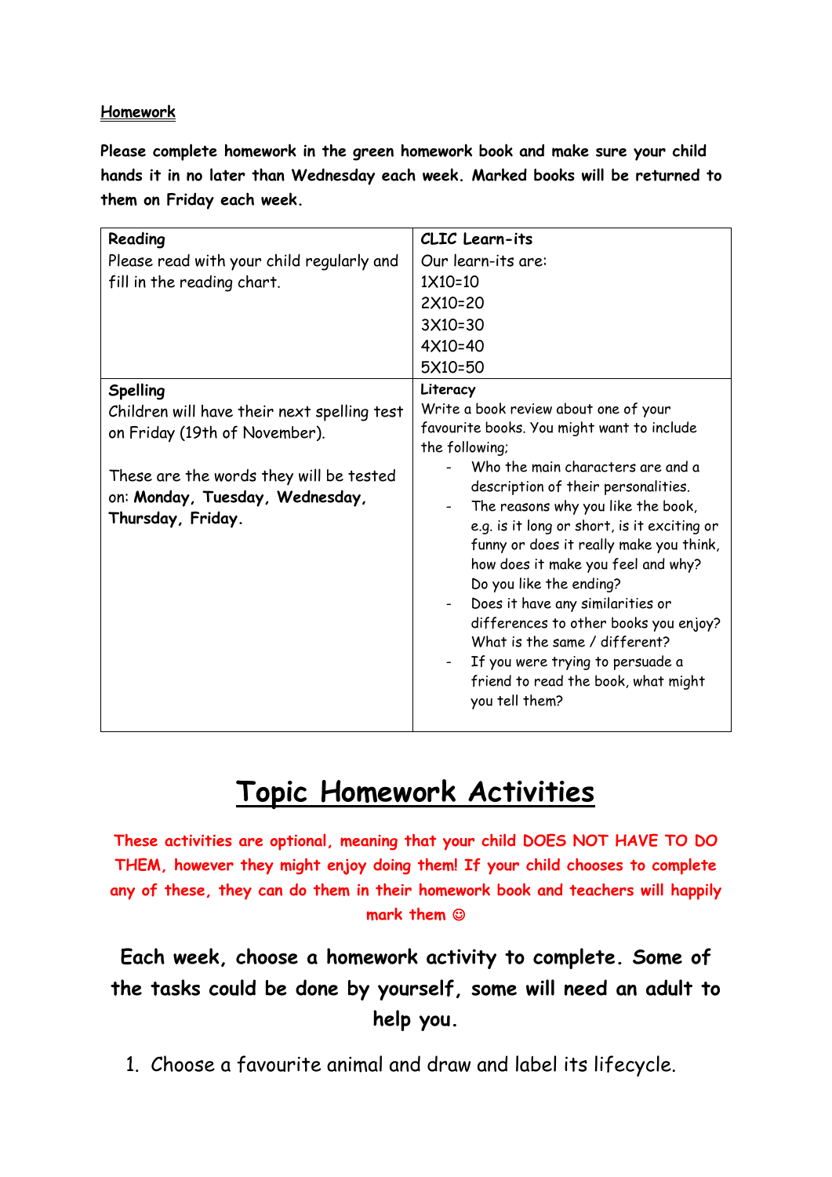**<u>Homework</u>**

**Please complete homework in the green homework book and make sure your child hands it in no later than Wednesday each week. Marked books will be returned to them on Friday each week.**

| **Reading**<br>Please read with your child regularly and fill in the reading chart. | **CLIC Learn-its**<br>Our learn-its are:<br>1X10=10<br>2X10=20<br>3X10=30<br>4X10=40<br>5X10=50 |
|---|---|
| **Spelling**<br>Children will have their next spelling test on Friday (19th of November).<br><br>These are the words they will be tested on: **Monday, Tuesday, Wednesday, Thursday, Friday.** | **Literacy**<br>Write a book review about one of your favourite books. You might want to include the following;<br>- Who the main characters are and a description of their personalities.<br>- The reasons why you like the book, e.g. is it long or short, is it exciting or funny or does it really make you think, how does it make you feel and why? Do you like the ending?<br>- Does it have any similarities or differences to other books you enjoy? What is the same / different?<br>- If you were trying to persuade a friend to read the book, what might you tell them? |

# <u>Topic Homework Activities</u>

**These activities are optional, meaning that your child DOES NOT HAVE TO DO THEM, however they might enjoy doing them! If your child chooses to complete any of these, they can do them in their homework book and teachers will happily mark them ☺**

**Each week, choose a homework activity to complete. Some of the tasks could be done by yourself, some will need an adult to help you.**

1. Choose a favourite animal and draw and label its lifecycle.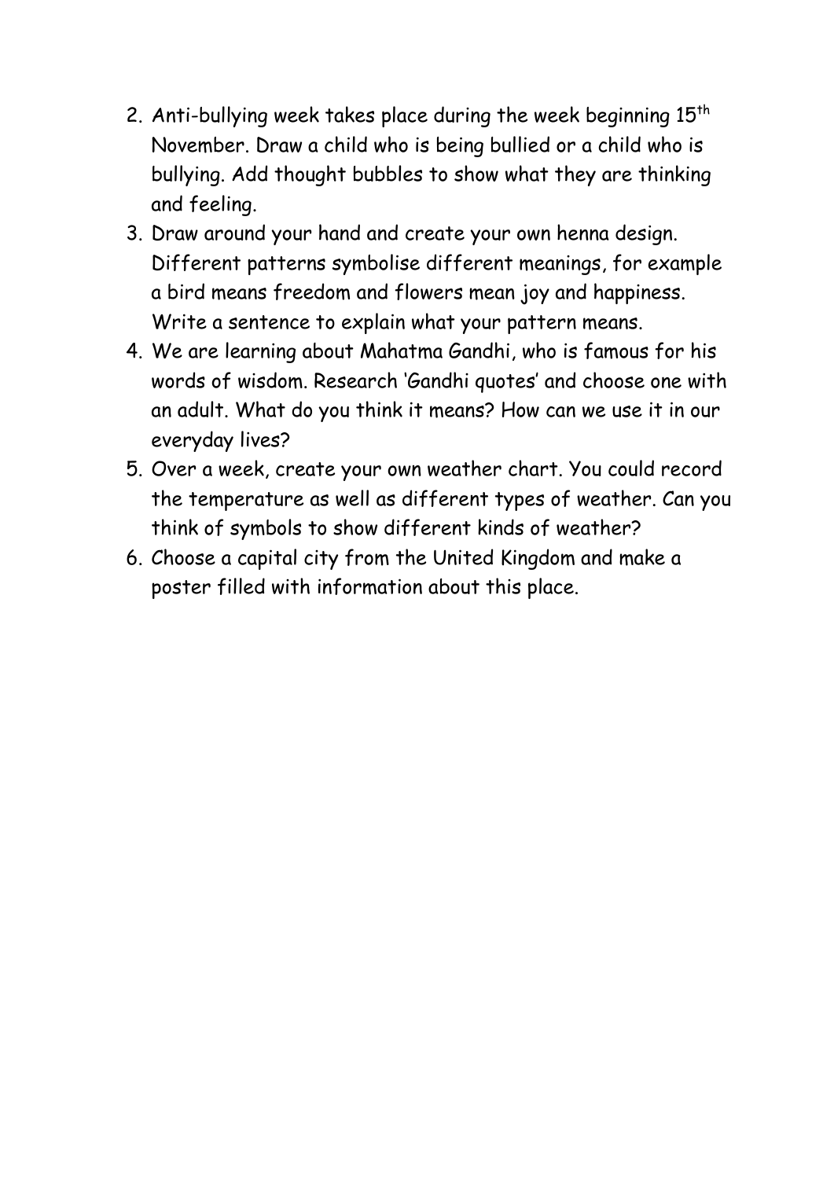2. Anti-bullying week takes place during the week beginning 15th November. Draw a child who is being bullied or a child who is bullying. Add thought bubbles to show what they are thinking and feeling.
3. Draw around your hand and create your own henna design. Different patterns symbolise different meanings, for example a bird means freedom and flowers mean joy and happiness. Write a sentence to explain what your pattern means.
4. We are learning about Mahatma Gandhi, who is famous for his words of wisdom. Research 'Gandhi quotes' and choose one with an adult. What do you think it means? How can we use it in our everyday lives?
5. Over a week, create your own weather chart. You could record the temperature as well as different types of weather. Can you think of symbols to show different kinds of weather?
6. Choose a capital city from the United Kingdom and make a poster filled with information about this place.